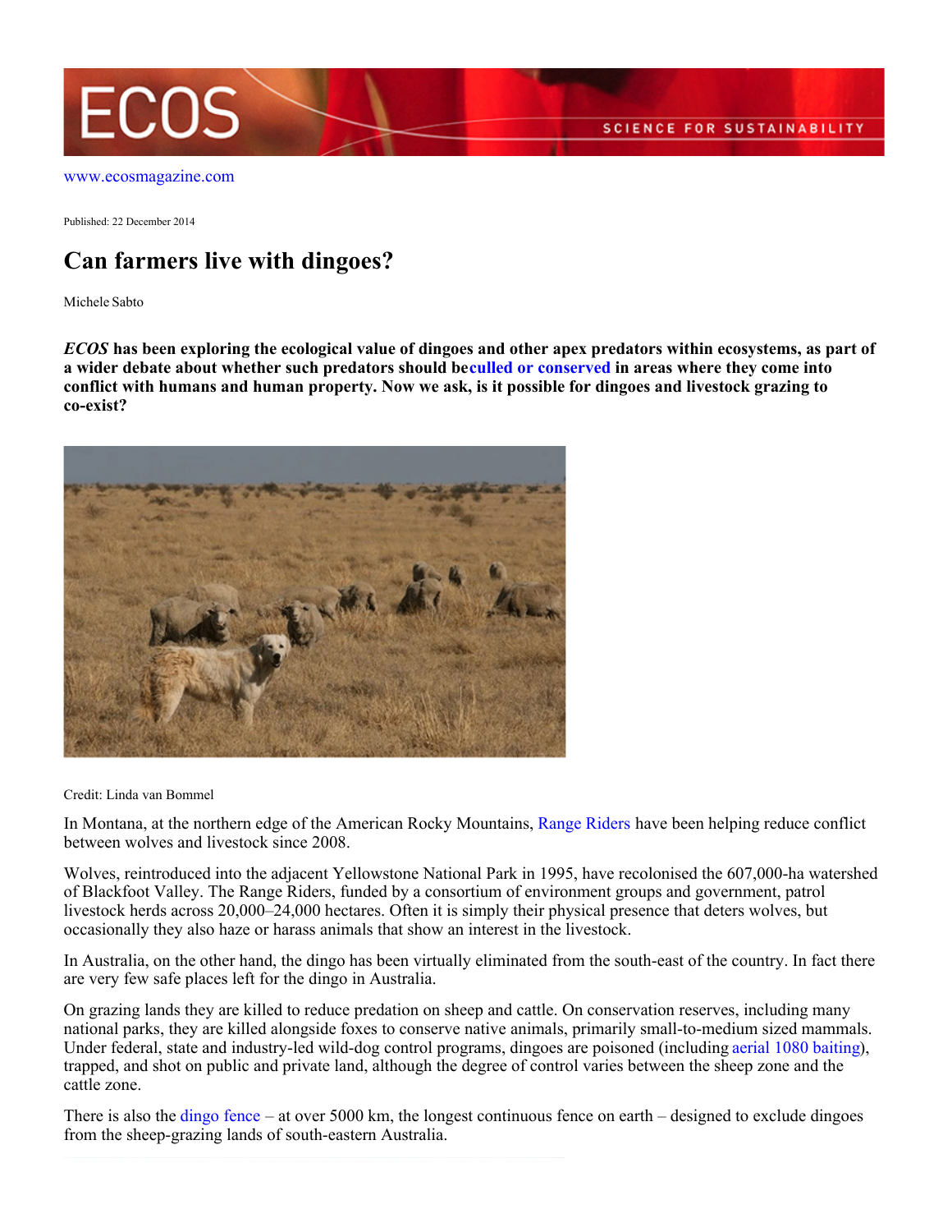www.ecosmagazine.com

Published: 22 December 2014

# Can farmers live with dingoes?

Michele Sabto

***ECOS*** **has been exploring the ecological value of dingoes and other apex predators within ecosystems, as part of a wider debate about whether such predators should be culled or conserved in areas where they come into conflict with humans and human property. Now we ask, is it possible for dingoes and livestock grazing to co-exist?**

Credit: Linda van Bommel

In Montana, at the northern edge of the American Rocky Mountains, Range Riders have been helping reduce conflict between wolves and livestock since 2008.

Wolves, reintroduced into the adjacent Yellowstone National Park in 1995, have recolonised the 607,000-ha watershed of Blackfoot Valley. The Range Riders, funded by a consortium of environment groups and government, patrol livestock herds across 20,000–24,000 hectares. Often it is simply their physical presence that deters wolves, but occasionally they also haze or harass animals that show an interest in the livestock.

In Australia, on the other hand, the dingo has been virtually eliminated from the south-east of the country. In fact there are very few safe places left for the dingo in Australia.

On grazing lands they are killed to reduce predation on sheep and cattle. On conservation reserves, including many national parks, they are killed alongside foxes to conserve native animals, primarily small-to-medium sized mammals. Under federal, state and industry-led wild-dog control programs, dingoes are poisoned (including aerial 1080 baiting), trapped, and shot on public and private land, although the degree of control varies between the sheep zone and the cattle zone.

There is also the dingo fence – at over 5000 km, the longest continuous fence on earth – designed to exclude dingoes from the sheep-grazing lands of south-eastern Australia.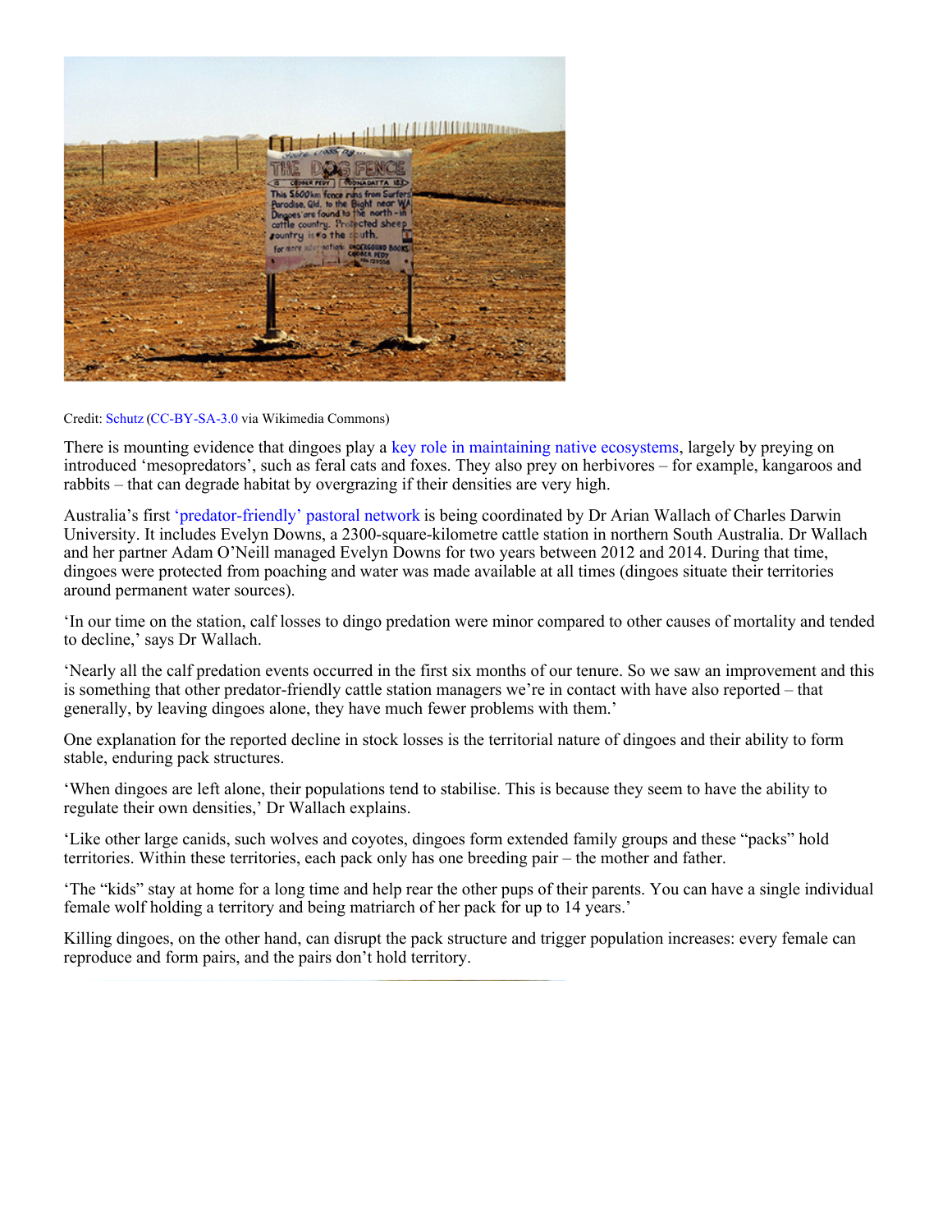Credit: Schutz (CC-BY-SA-3.0 via Wikimedia Commons)

There is mounting evidence that dingoes play a key role in maintaining native ecosystems, largely by preying on introduced 'mesopredators', such as feral cats and foxes. They also prey on herbivores – for example, kangaroos and rabbits – that can degrade habitat by overgrazing if their densities are very high.

Australia's first 'predator-friendly' pastoral network is being coordinated by Dr Arian Wallach of Charles Darwin University. It includes Evelyn Downs, a 2300-square-kilometre cattle station in northern South Australia. Dr Wallach and her partner Adam O'Neill managed Evelyn Downs for two years between 2012 and 2014. During that time, dingoes were protected from poaching and water was made available at all times (dingoes situate their territories around permanent water sources).

'In our time on the station, calf losses to dingo predation were minor compared to other causes of mortality and tended to decline,' says Dr Wallach.

'Nearly all the calf predation events occurred in the first six months of our tenure. So we saw an improvement and this is something that other predator-friendly cattle station managers we're in contact with have also reported – that generally, by leaving dingoes alone, they have much fewer problems with them.'

One explanation for the reported decline in stock losses is the territorial nature of dingoes and their ability to form stable, enduring pack structures.

'When dingoes are left alone, their populations tend to stabilise. This is because they seem to have the ability to regulate their own densities,' Dr Wallach explains.

'Like other large canids, such wolves and coyotes, dingoes form extended family groups and these "packs" hold territories. Within these territories, each pack only has one breeding pair – the mother and father.

'The "kids" stay at home for a long time and help rear the other pups of their parents. You can have a single individual female wolf holding a territory and being matriarch of her pack for up to 14 years.'

Killing dingoes, on the other hand, can disrupt the pack structure and trigger population increases: every female can reproduce and form pairs, and the pairs don't hold territory.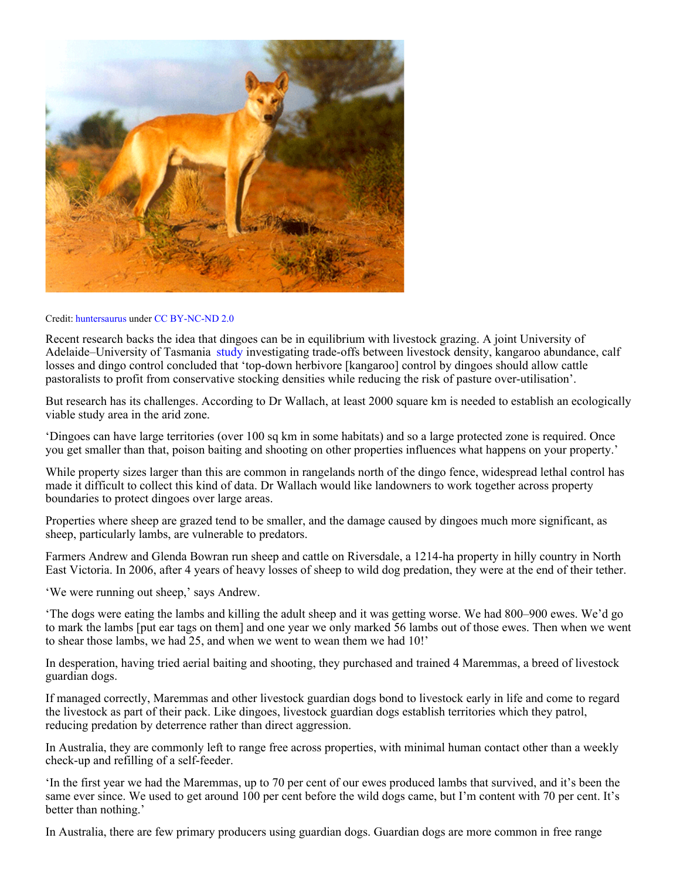Credit: huntersaurus under CC BY-NC-ND 2.0

Recent research backs the idea that dingoes can be in equilibrium with livestock grazing. A joint University of Adelaide–University of Tasmania study investigating trade-offs between livestock density, kangaroo abundance, calf losses and dingo control concluded that 'top-down herbivore [kangaroo] control by dingoes should allow cattle pastoralists to profit from conservative stocking densities while reducing the risk of pasture over-utilisation'.

But research has its challenges. According to Dr Wallach, at least 2000 square km is needed to establish an ecologically viable study area in the arid zone.

'Dingoes can have large territories (over 100 sq km in some habitats) and so a large protected zone is required. Once you get smaller than that, poison baiting and shooting on other properties influences what happens on your property.'

While property sizes larger than this are common in rangelands north of the dingo fence, widespread lethal control has made it difficult to collect this kind of data. Dr Wallach would like landowners to work together across property boundaries to protect dingoes over large areas.

Properties where sheep are grazed tend to be smaller, and the damage caused by dingoes much more significant, as sheep, particularly lambs, are vulnerable to predators.

Farmers Andrew and Glenda Bowran run sheep and cattle on Riversdale, a 1214-ha property in hilly country in North East Victoria. In 2006, after 4 years of heavy losses of sheep to wild dog predation, they were at the end of their tether.

'We were running out sheep,' says Andrew.

'The dogs were eating the lambs and killing the adult sheep and it was getting worse. We had 800–900 ewes. We'd go to mark the lambs [put ear tags on them] and one year we only marked 56 lambs out of those ewes. Then when we went to shear those lambs, we had 25, and when we went to wean them we had 10!'

In desperation, having tried aerial baiting and shooting, they purchased and trained 4 Maremmas, a breed of livestock guardian dogs.

If managed correctly, Maremmas and other livestock guardian dogs bond to livestock early in life and come to regard the livestock as part of their pack. Like dingoes, livestock guardian dogs establish territories which they patrol, reducing predation by deterrence rather than direct aggression.

In Australia, they are commonly left to range free across properties, with minimal human contact other than a weekly check-up and refilling of a self-feeder.

'In the first year we had the Maremmas, up to 70 per cent of our ewes produced lambs that survived, and it's been the same ever since. We used to get around 100 per cent before the wild dogs came, but I'm content with 70 per cent. It's better than nothing.'

In Australia, there are few primary producers using guardian dogs. Guardian dogs are more common in free range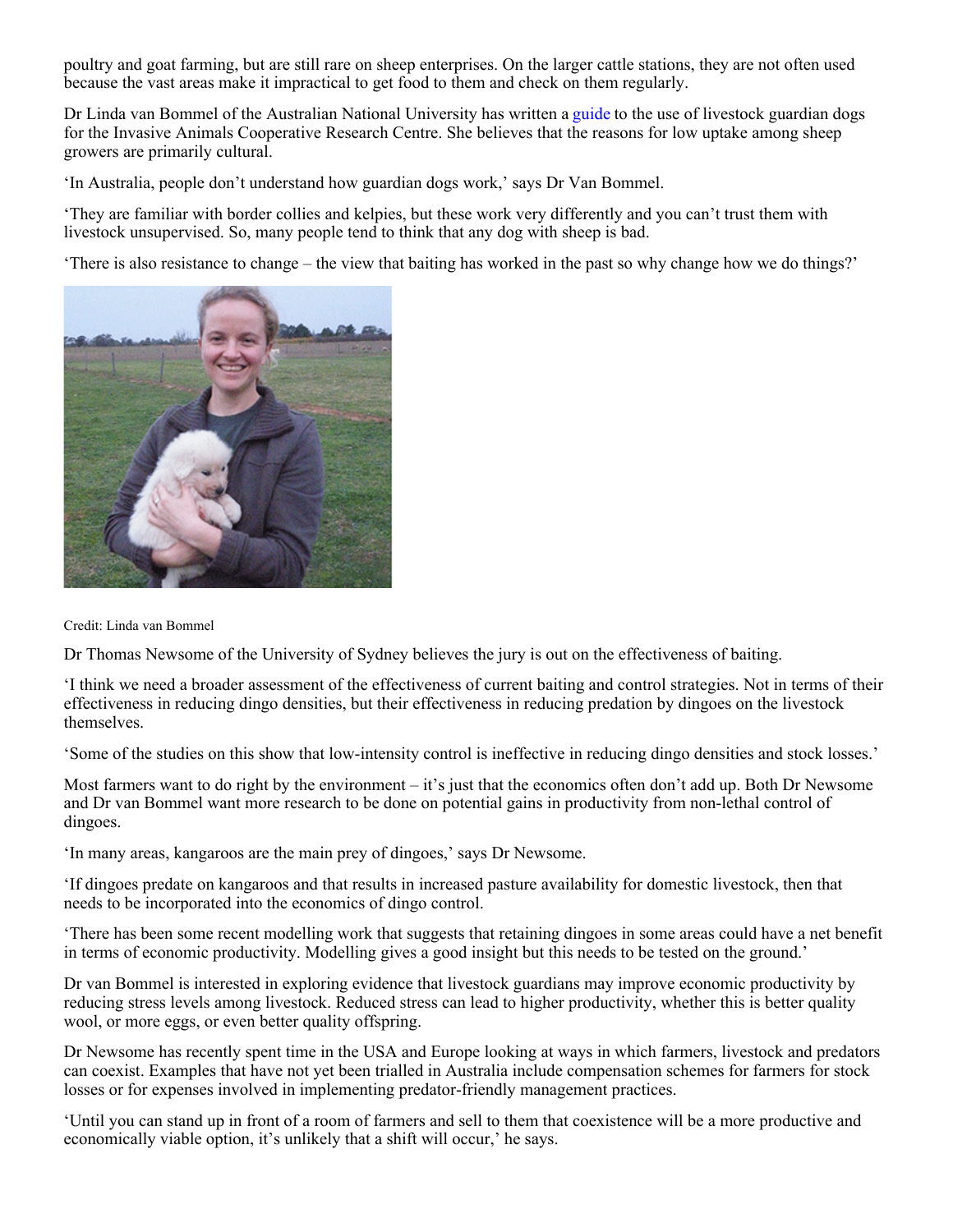poultry and goat farming, but are still rare on sheep enterprises. On the larger cattle stations, they are not often used because the vast areas make it impractical to get food to them and check on them regularly.

Dr Linda van Bommel of the Australian National University has written a guide to the use of livestock guardian dogs for the Invasive Animals Cooperative Research Centre. She believes that the reasons for low uptake among sheep growers are primarily cultural.

'In Australia, people don't understand how guardian dogs work,' says Dr Van Bommel.

'They are familiar with border collies and kelpies, but these work very differently and you can't trust them with livestock unsupervised. So, many people tend to think that any dog with sheep is bad.

'There is also resistance to change – the view that baiting has worked in the past so why change how we do things?'

Credit: Linda van Bommel

Dr Thomas Newsome of the University of Sydney believes the jury is out on the effectiveness of baiting.

'I think we need a broader assessment of the effectiveness of current baiting and control strategies. Not in terms of their effectiveness in reducing dingo densities, but their effectiveness in reducing predation by dingoes on the livestock themselves.

'Some of the studies on this show that low-intensity control is ineffective in reducing dingo densities and stock losses.'

Most farmers want to do right by the environment – it's just that the economics often don't add up. Both Dr Newsome and Dr van Bommel want more research to be done on potential gains in productivity from non-lethal control of dingoes.

'In many areas, kangaroos are the main prey of dingoes,' says Dr Newsome.

'If dingoes predate on kangaroos and that results in increased pasture availability for domestic livestock, then that needs to be incorporated into the economics of dingo control.

'There has been some recent modelling work that suggests that retaining dingoes in some areas could have a net benefit in terms of economic productivity. Modelling gives a good insight but this needs to be tested on the ground.'

Dr van Bommel is interested in exploring evidence that livestock guardians may improve economic productivity by reducing stress levels among livestock. Reduced stress can lead to higher productivity, whether this is better quality wool, or more eggs, or even better quality offspring.

Dr Newsome has recently spent time in the USA and Europe looking at ways in which farmers, livestock and predators can coexist. Examples that have not yet been trialled in Australia include compensation schemes for farmers for stock losses or for expenses involved in implementing predator-friendly management practices.

'Until you can stand up in front of a room of farmers and sell to them that coexistence will be a more productive and economically viable option, it's unlikely that a shift will occur,' he says.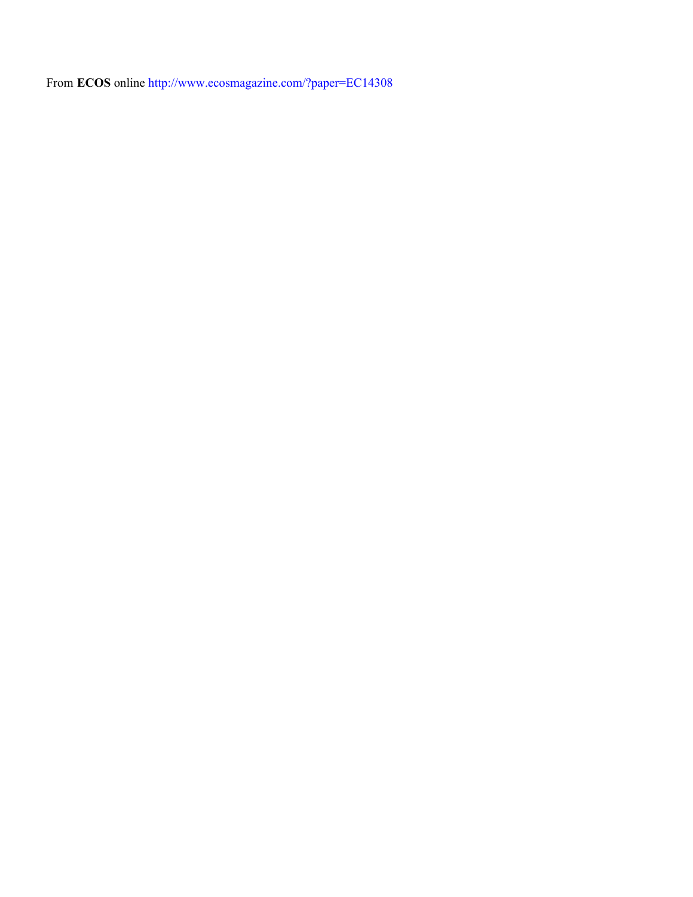From **ECOS** online http://www.ecosmagazine.com/?paper=EC14308